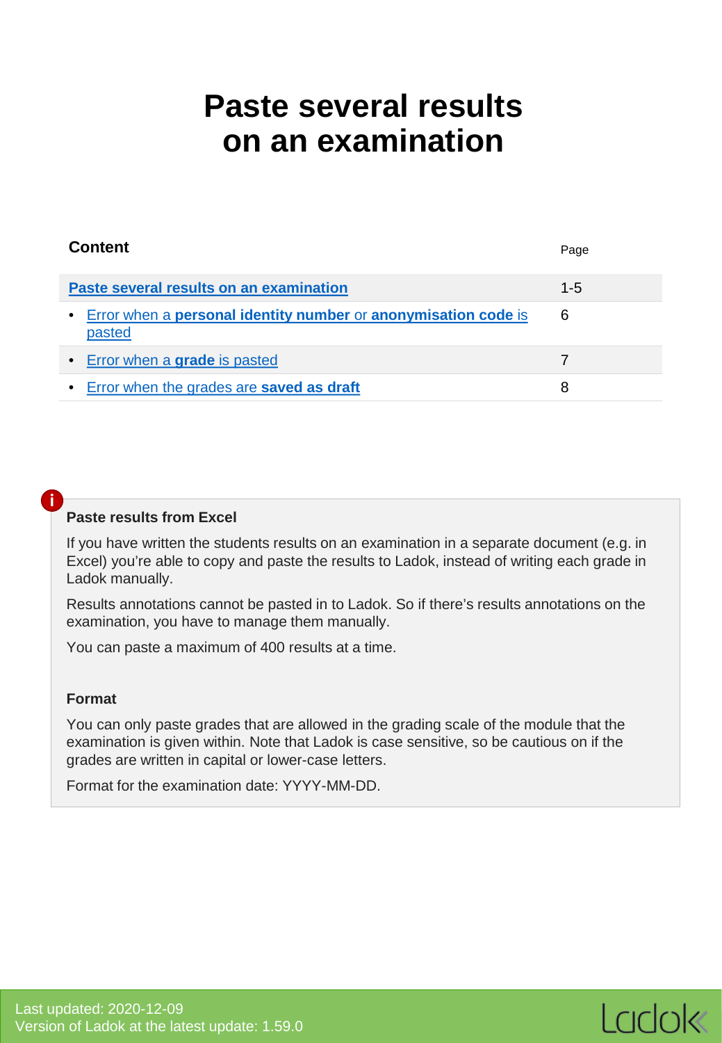# Paste several results on an examination

| Content | Page |
| --- | --- |
| **Paste several results on an examination** | 1-5 |
| • Error when a **personal identity number** or **anonymisation code** is pasted | 6 |
| • Error when a **grade** is pasted | 7 |
| • Error when the grades are **saved as draft** | 8 |

**Paste results from Excel**

If you have written the students results on an examination in a separate document (e.g. in Excel) you're able to copy and paste the results to Ladok, instead of writing each grade in Ladok manually.

Results annotations cannot be pasted in to Ladok. So if there's results annotations on the examination, you have to manage them manually.

You can paste a maximum of 400 results at a time.

**Format**

You can only paste grades that are allowed in the grading scale of the module that the examination is given within. Note that Ladok is case sensitive, so be cautious on if the grades are written in capital or lower-case letters.

Format for the examination date: YYYY-MM-DD.

Last updated: 2020-12-09
Version of Ladok at the latest update: 1.59.0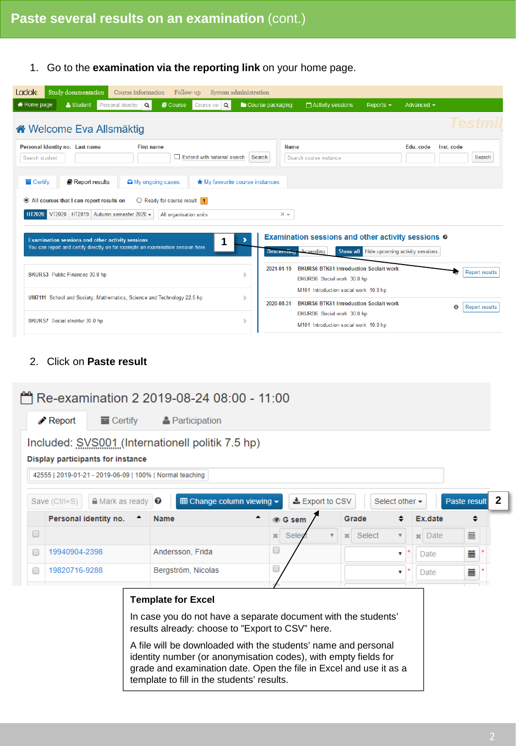# Paste several results on an examination (cont.)

1. Go to the **examination via the reporting link** on your home page.

2. Click on **Paste result**

**Template for Excel**

In case you do not have a separate document with the students' results already: choose to "Export to CSV" here.

A file will be downloaded with the students' name and personal identity number (or anonymisation codes), with empty fields for grade and examination date. Open the file in Excel and use it as a template to fill in the students' results.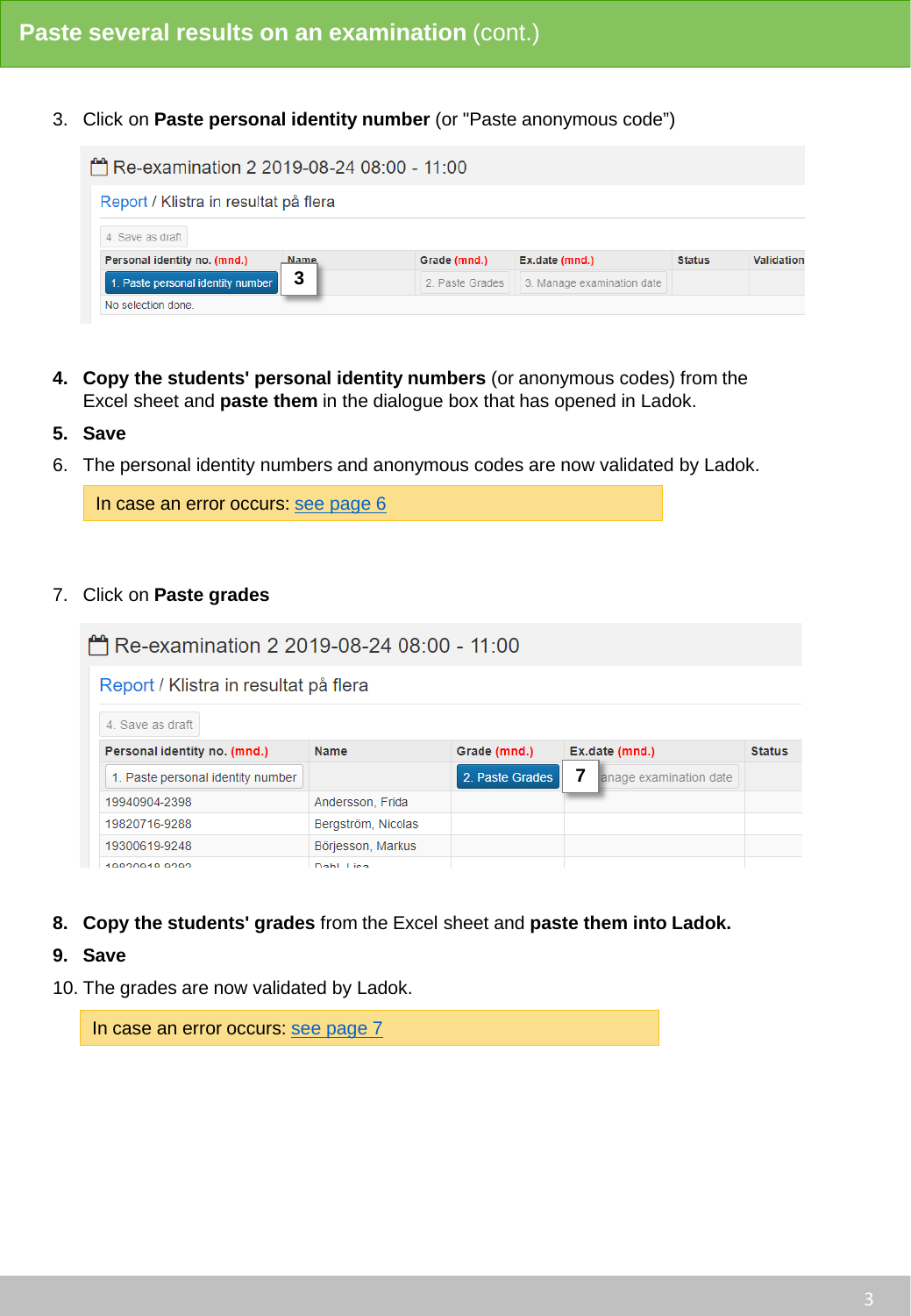## Paste several results on an examination (cont.)

3. Click on **Paste personal identity number** (or "Paste anonymous code")

Re-examination 2 2019-08-24 08:00 - 11:00

Report / Klistra in resultat på flera

4. Save as draft

| Personal identity no. (mnd.) | Name | Grade (mnd.) | Ex.date (mnd.) | Status | Validation |
|---|---|---|---|---|---|
| 1. Paste personal identity number | 3 | 2. Paste Grades | 3. Manage examination date | | |
| No selection done. | | | | | |

4. **Copy the students' personal identity numbers** (or anonymous codes) from the Excel sheet and **paste them** in the dialogue box that has opened in Ladok.
5. **Save**
6. The personal identity numbers and anonymous codes are now validated by Ladok.

In case an error occurs: see page 6

7. Click on **Paste grades**

Re-examination 2 2019-08-24 08:00 - 11:00

Report / Klistra in resultat på flera

4. Save as draft

| Personal identity no. (mnd.) | Name | Grade (mnd.) | Ex.date (mnd.) | Status |
|---|---|---|---|---|
| 1. Paste personal identity number | | 2. Paste Grades | 7 anage examination date | |
| 19940904-2398 | Andersson, Frida | | | |
| 19820716-9288 | Bergström, Nicolas | | | |
| 19300619-9248 | Börjesson, Markus | | | |
| 19820918-9292 | Dahl, Lisa | | | |

8. **Copy the students' grades** from the Excel sheet and **paste them into Ladok.**
9. **Save**
10. The grades are now validated by Ladok.

In case an error occurs: see page 7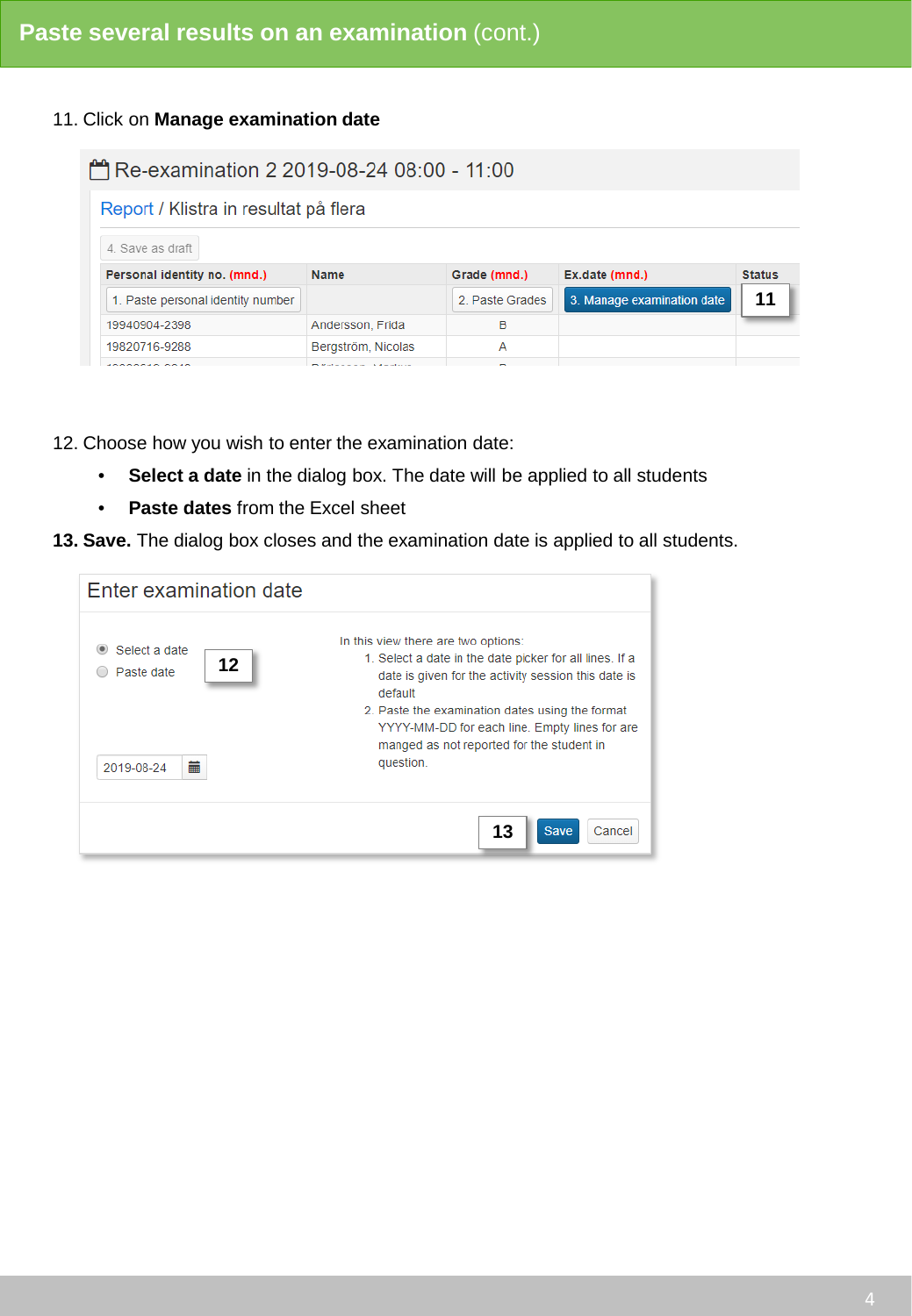## Paste several results on an examination (cont.)

11. Click on **Manage examination date**

Re-examination 2 2019-08-24 08:00 - 11:00

Report / Klistra in resultat på flera

4. Save as draft

| Personal identity no. (mnd.) | Name | Grade (mnd.) | Ex.date (mnd.) | Status |
|---|---|---|---|---|
| 1. Paste personal identity number | | 2. Paste Grades | 3. Manage examination date | 11 |
| 19940904-2398 | Andersson, Frida | B | | |
| 19820716-9288 | Bergström, Nicolas | A | | |

12. Choose how you wish to enter the examination date:
    - **Select a date** in the dialog box. The date will be applied to all students
    - **Paste dates** from the Excel sheet

**13. Save.** The dialog box closes and the examination date is applied to all students.

Enter examination date

- Select a date
- Paste date

12

2019-08-24

In this view there are two options:

1. Select a date in the date picker for all lines. If a date is given for the activity session this date is default
2. Paste the examination dates using the format YYYY-MM-DD for each line. Empty lines for are manged as not reported for the student in question.

13 Save Cancel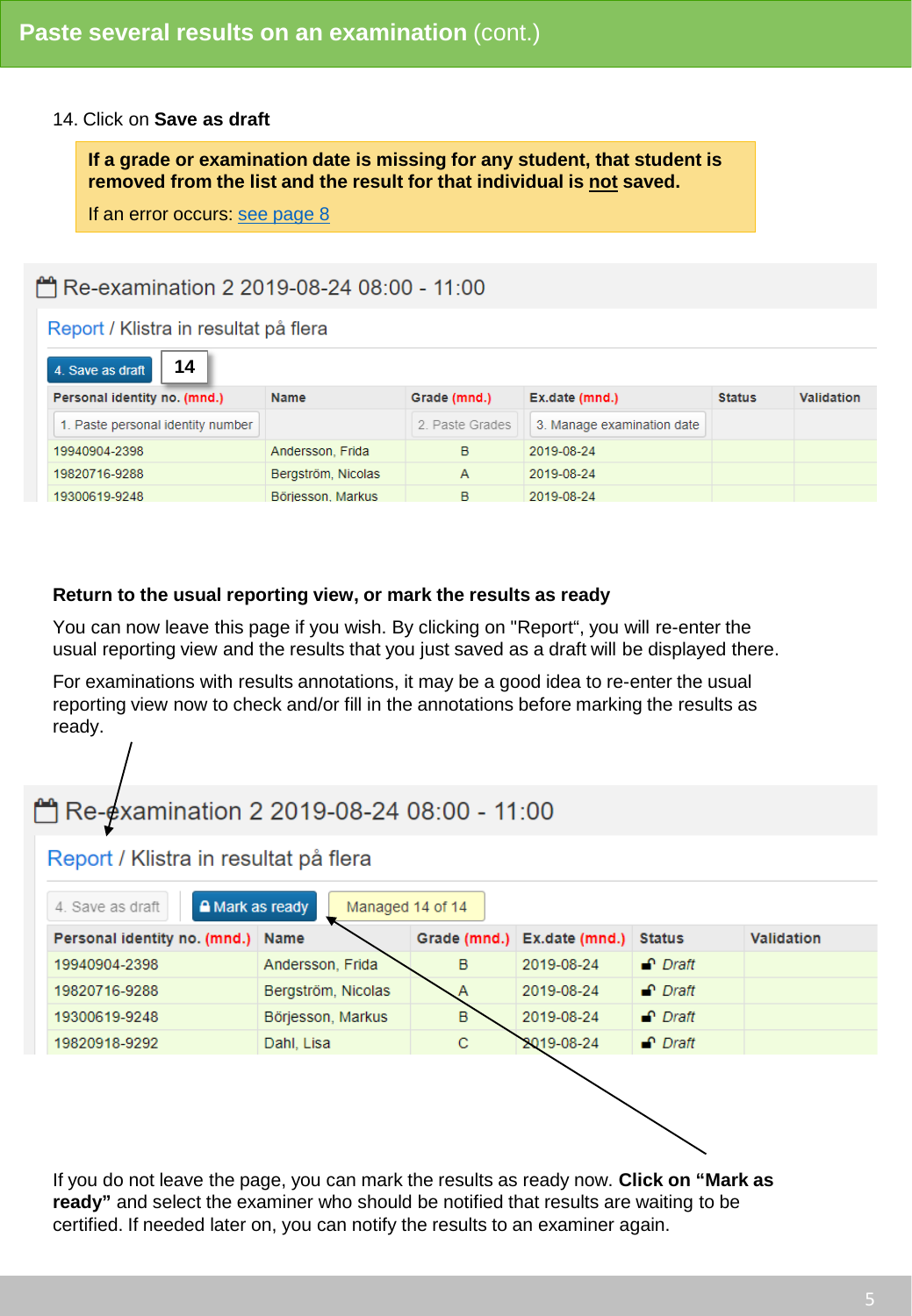## Paste several results on an examination (cont.)

14. Click on **Save as draft**

> **If a grade or examination date is missing for any student, that student is removed from the list and the result for that individual is not saved.**
>
> If an error occurs: see page 8

Re-examination 2 2019-08-24 08:00 - 11:00

Report / Klistra in resultat på flera

4. Save as draft | 14

| Personal identity no. (mnd.) | Name | Grade (mnd.) | Ex.date (mnd.) | Status | Validation |
|---|---|---|---|---|---|
| 1. Paste personal identity number | | 2. Paste Grades | 3. Manage examination date | | |
| 19940904-2398 | Andersson, Frida | B | 2019-08-24 | | |
| 19820716-9288 | Bergström, Nicolas | A | 2019-08-24 | | |
| 19300619-9248 | Börjesson, Markus | B | 2019-08-24 | | |

**Return to the usual reporting view, or mark the results as ready**

You can now leave this page if you wish. By clicking on "Report", you will re-enter the usual reporting view and the results that you just saved as a draft will be displayed there.

For examinations with results annotations, it may be a good idea to re-enter the usual reporting view now to check and/or fill in the annotations before marking the results as ready.

Re-examination 2 2019-08-24 08:00 - 11:00

Report / Klistra in resultat på flera

4. Save as draft | Mark as ready | Managed 14 of 14

| Personal identity no. (mnd.) | Name | Grade (mnd.) | Ex.date (mnd.) | Status | Validation |
|---|---|---|---|---|---|
| 19940904-2398 | Andersson, Frida | B | 2019-08-24 | Draft | |
| 19820716-9288 | Bergström, Nicolas | A | 2019-08-24 | Draft | |
| 19300619-9248 | Börjesson, Markus | B | 2019-08-24 | Draft | |
| 19820918-9292 | Dahl, Lisa | C | 2019-08-24 | Draft | |

If you do not leave the page, you can mark the results as ready now. **Click on "Mark as ready"** and select the examiner who should be notified that results are waiting to be certified. If needed later on, you can notify the results to an examiner again.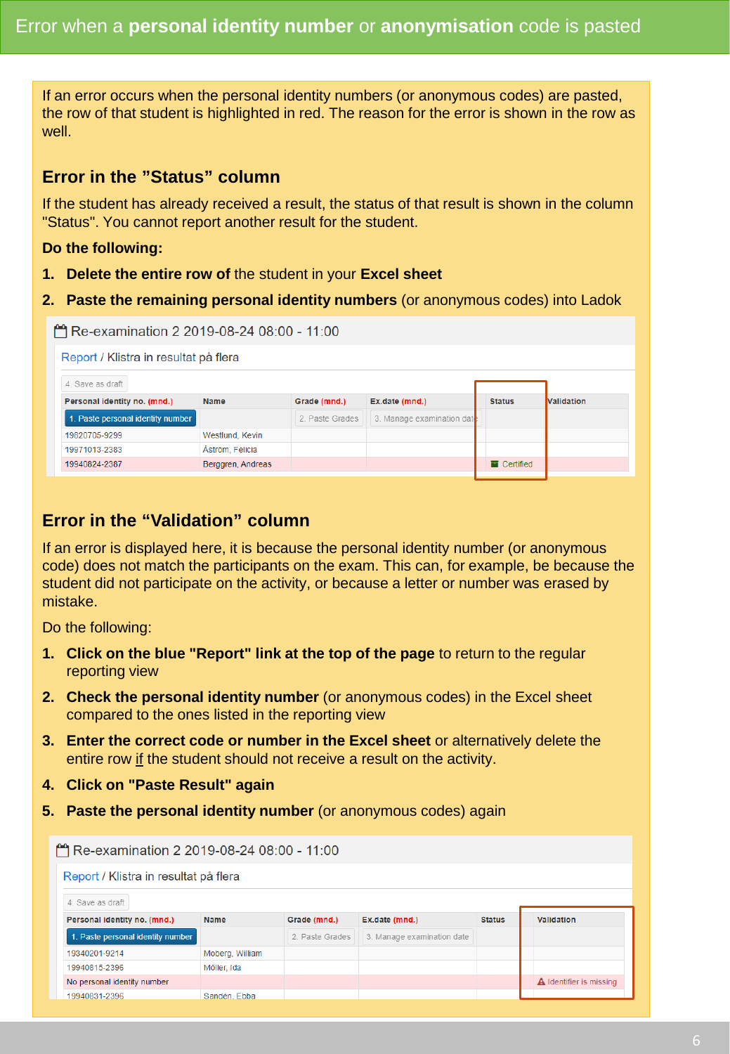# Error when a **personal identity number** or **anonymisation** code is pasted

If an error occurs when the personal identity numbers (or anonymous codes) are pasted, the row of that student is highlighted in red. The reason for the error is shown in the row as well.

## Error in the "Status" column

If the student has already received a result, the status of that result is shown in the column "Status". You cannot report another result for the student.

**Do the following:**

1. **Delete the entire row of** the student in your **Excel sheet**
2. **Paste the remaining personal identity numbers** (or anonymous codes) into Ladok

Re-examination 2 2019-08-24 08:00 - 11:00

Report / Klistra in resultat på flera

4. Save as draft

| Personal identity no. (mnd.) | Name | Grade (mnd.) | Ex.date (mnd.) | Status | Validation |
|---|---|---|---|---|---|
| 1. Paste personal identity number | | 2. Paste Grades | 3. Manage examination date | | |
| 19620705-9299 | Westlund, Kevin | | | | |
| 19971013-2383 | Åström, Felicia | | | | |
| 19940824-2367 | Berggren, Andreas | | | Certified | |

## Error in the "Validation" column

If an error is displayed here, it is because the personal identity number (or anonymous code) does not match the participants on the exam. This can, for example, be because the student did not participate on the activity, or because a letter or number was erased by mistake.

Do the following:

1. **Click on the blue "Report" link at the top of the page** to return to the regular reporting view
2. **Check the personal identity number** (or anonymous codes) in the Excel sheet compared to the ones listed in the reporting view
3. **Enter the correct code or number in the Excel sheet** or alternatively delete the entire row if the student should not receive a result on the activity.
4. **Click on "Paste Result" again**
5. **Paste the personal identity number** (or anonymous codes) again

Re-examination 2 2019-08-24 08:00 - 11:00

Report / Klistra in resultat på flera

4. Save as draft

| Personal identity no. (mnd.) | Name | Grade (mnd.) | Ex.date (mnd.) | Status | Validation |
|---|---|---|---|---|---|
| 1. Paste personal identity number | | 2. Paste Grades | 3. Manage examination date | | |
| 19340201-9214 | Moberg, William | | | | |
| 19940815-2396 | Möller, Ida | | | | |
| No personal identity number | | | | | Identifier is missing |
| 19940831-2396 | Sandén, Ebba | | | | |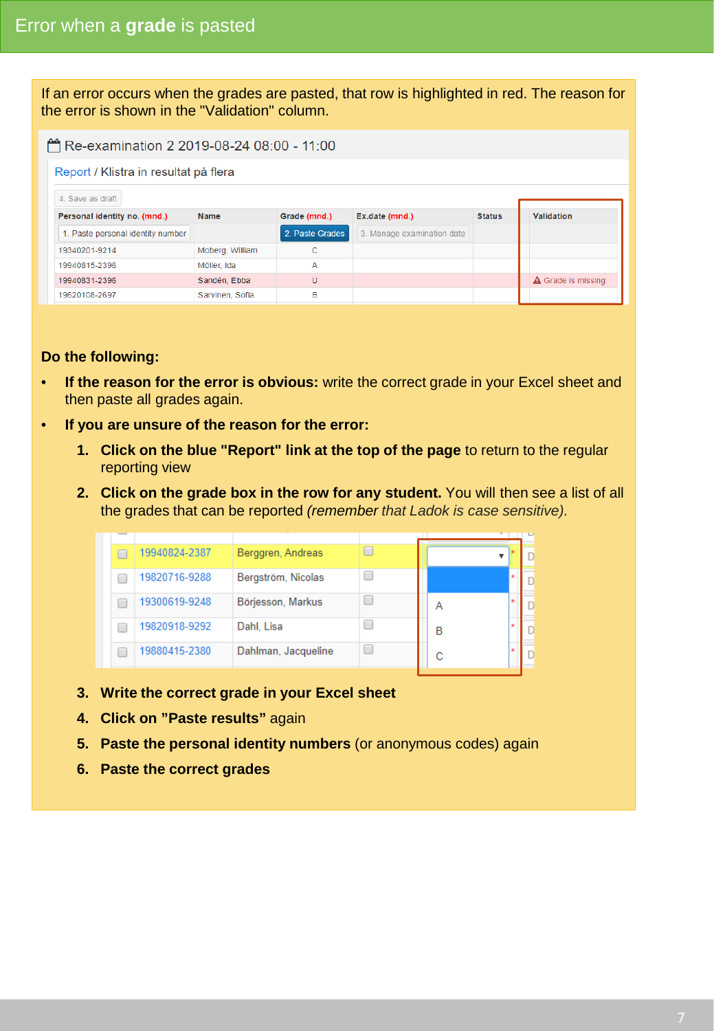# Error when a **grade** is pasted

If an error occurs when the grades are pasted, that row is highlighted in red. The reason for the error is shown in the "Validation" column.

Re-examination 2 2019-08-24 08:00 - 11:00

Report / Klistra in resultat på flera

4. Save as draft

| Personal identity no. (mnd.) | Name | Grade (mnd.) | Ex.date (mnd.) | Status | Validation |
|---|---|---|---|---|---|
| 1. Paste personal identity number | | 2. Paste Grades | 3. Manage examination date | | |
| 19340201-9214 | Moberg, William | C | | | |
| 19940815-2396 | Möller, Ida | A | | | |
| 19940831-2396 | Sandén, Ebba | U | | | Grade is missing |
| 19620108-2697 | Sarvinen, Sofia | B | | | |

**Do the following:**

- **If the reason for the error is obvious:** write the correct grade in your Excel sheet and then paste all grades again.
- **If you are unsure of the reason for the error:**
  1. **Click on the blue "Report" link at the top of the page** to return to the regular reporting view
  2. **Click on the grade box in the row for any student.** You will then see a list of all the grades that can be reported *(remember that Ladok is case sensitive).*

| | | | |
|---|---|---|---|
| 19940824-2387 | Berggren, Andreas | | |
| 19820716-9288 | Bergström, Nicolas | | A |
| 19300619-9248 | Börjesson, Markus | | B |
| 19820918-9292 | Dahl, Lisa | | C |
| 19880415-2380 | Dahlman, Jacqueline | | |

  3. **Write the correct grade in your Excel sheet**
  4. **Click on ”Paste results”** again
  5. **Paste the personal identity numbers** (or anonymous codes) again
  6. **Paste the correct grades**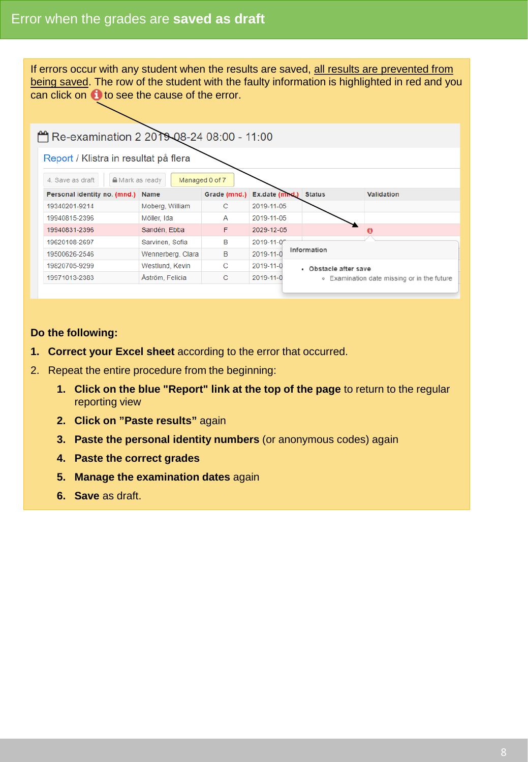# Error when the grades are **saved as draft**

If errors occur with any student when the results are saved, all results are prevented from being saved. The row of the student with the faulty information is highlighted in red and you can click on ℹ to see the cause of the error.

Re-examination 2 2019-08-24 08:00 - 11:00

Report / Klistra in resultat på flera

4. Save as draft | Mark as ready | Managed 0 of 7

| Personal identity no. (mnd.) | Name | Grade (mnd.) | Ex.date (mnd.) | Status | Validation |
|---|---|---|---|---|---|
| 19340201-9214 | Moberg, William | C | 2019-11-05 | | |
| 19940815-2396 | Möller, Ida | A | 2019-11-05 | | |
| 19940831-2396 | Sandén, Ebba | F | 2029-12-05 | | ℹ |
| 19620108-2697 | Sarvinen, Sofia | B | 2019-11-0 | | |
| 19500626-2546 | Wennerberg, Clara | B | 2019-11-0 | | |
| 19820705-9299 | Westlund, Kevin | C | 2019-11-0 | | |
| 19971013-2383 | Åström, Felicia | C | 2019-11-0 | | |

Information

- Obstacle after save
  - Examination date missing or in the future

**Do the following:**

1. **Correct your Excel sheet** according to the error that occurred.
2. Repeat the entire procedure from the beginning:
   1. **Click on the blue "Report" link at the top of the page** to return to the regular reporting view
   2. **Click on ”Paste results”** again
   3. **Paste the personal identity numbers** (or anonymous codes) again
   4. **Paste the correct grades**
   5. **Manage the examination dates** again
   6. **Save** as draft.